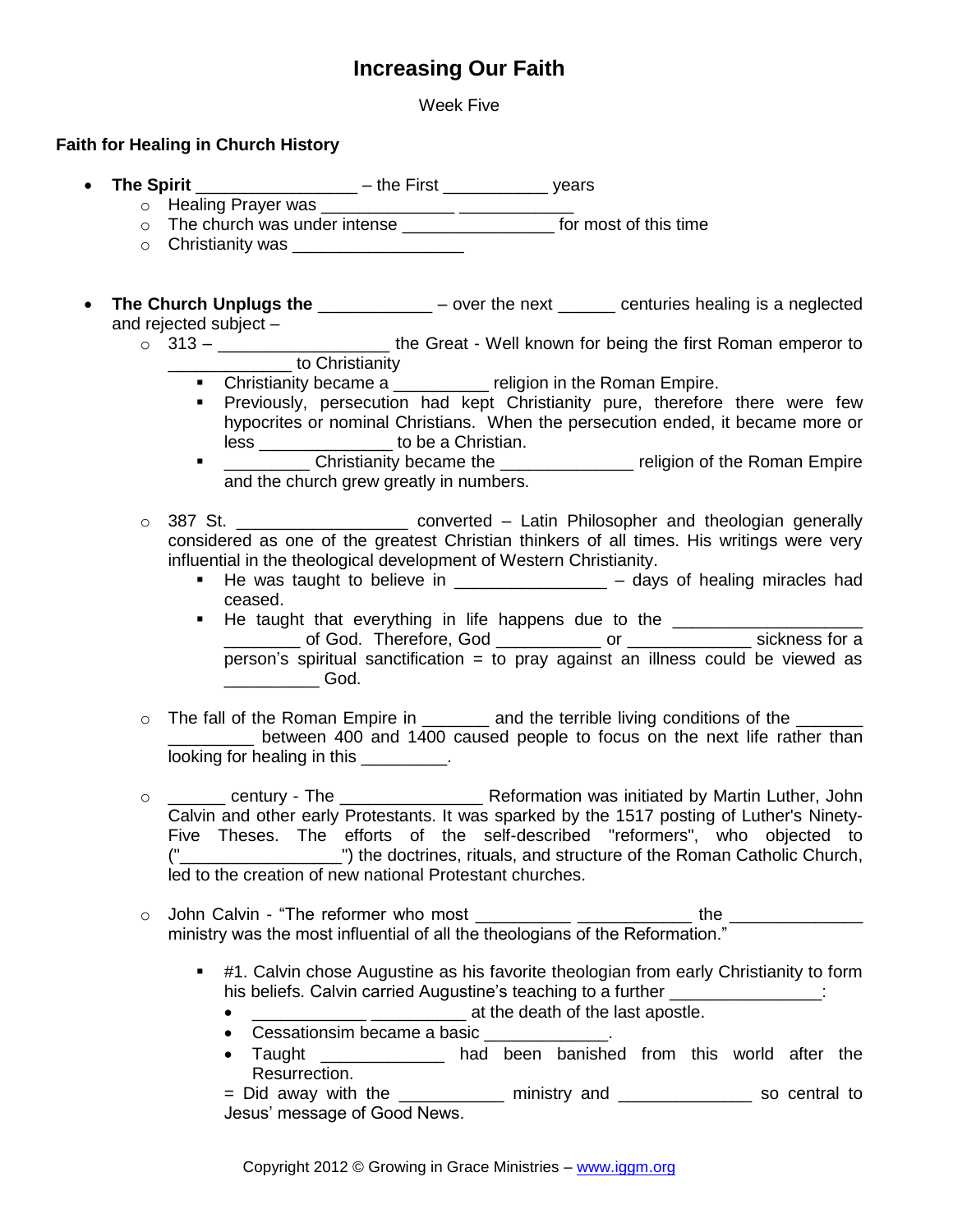# Increasing Our Faith

Week Five

## Faith for Healing in Church History

- **The Spirit** _________________ – the First ___________ years
  - Healing Prayer was ______________ ____________
  - The church was under intense ________________ for most of this time
  - Christianity was __________________

- **The Church Unplugs the** ____________ – over the next ______ centuries healing is a neglected and rejected subject –
  - 313 – __________________ the Great - Well known for being the first Roman emperor to _____________ to Christianity
    - Christianity became a __________ religion in the Roman Empire.
    - Previously, persecution had kept Christianity pure, therefore there were few hypocrites or nominal Christians. When the persecution ended, it became more or less ______________ to be a Christian.
    - _________ Christianity became the ______________ religion of the Roman Empire and the church grew greatly in numbers.

  - 387 St. _________________ converted – Latin Philosopher and theologian generally considered as one of the greatest Christian thinkers of all times. His writings were very influential in the theological development of Western Christianity.
    - He was taught to believe in ________________ – days of healing miracles had ceased.
    - He taught that everything in life happens due to the ____________________ ________ of God. Therefore, God ___________ or _____________ sickness for a person's spiritual sanctification = to pray against an illness could be viewed as __________ God.

  - The fall of the Roman Empire in _______ and the terrible living conditions of the _______ _________ between 400 and 1400 caused people to focus on the next life rather than looking for healing in this _________.

  - ______ century - The _______________ Reformation was initiated by Martin Luther, John Calvin and other early Protestants. It was sparked by the 1517 posting of Luther's Ninety-Five Theses. The efforts of the self-described "reformers", who objected to ("_________________") the doctrines, rituals, and structure of the Roman Catholic Church, led to the creation of new national Protestant churches.

  - John Calvin - "The reformer who most __________ ____________ the ______________ ministry was the most influential of all the theologians of the Reformation."
    - #1. Calvin chose Augustine as his favorite theologian from early Christianity to form his beliefs. Calvin carried Augustine's teaching to a further ________________:
      - ____________ __________ at the death of the last apostle.
      - Cessationsim became a basic _____________.
      - Taught _____________ had been banished from this world after the Resurrection.

      = Did away with the ___________ ministry and ______________ so central to Jesus' message of Good News.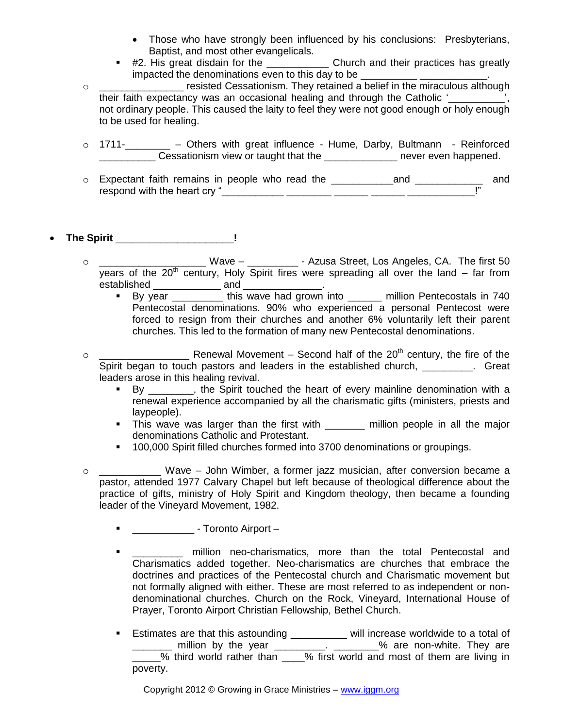- Those who have strongly been influenced by his conclusions: Presbyterians, Baptist, and most other evangelicals.
  - #2. His great disdain for the ___________ Church and their practices has greatly impacted the denominations even to this day to be __________ ____________.
- _______________ resisted Cessationism. They retained a belief in the miraculous although their faith expectancy was an occasional healing and through the Catholic '__________', not ordinary people. This caused the laity to feel they were not good enough or holy enough to be used for healing.

- 1711-________ – Others with great influence - Hume, Darby, Bultmann - Reinforced __________ Cessationism view or taught that the _____________ never even happened.

- Expectant faith remains in people who read the ___________and ____________ and respond with the heart cry "___________ ________ ______ ______ ____________!"

- **The Spirit ____________________!**
  - __________________ Wave – _________ - Azusa Street, Los Angeles, CA. The first 50 years of the 20th century, Holy Spirit fires were spreading all over the land – far from established ____________ and ______________.
    - By year _________ this wave had grown into ______ million Pentecostals in 740 Pentecostal denominations. 90% who experienced a personal Pentecost were forced to resign from their churches and another 6% voluntarily left their parent churches. This led to the formation of many new Pentecostal denominations.

  - _______________ Renewal Movement – Second half of the 20th century, the fire of the Spirit began to touch pastors and leaders in the established church, _________. Great leaders arose in this healing revival.
    - By ________, the Spirit touched the heart of every mainline denomination with a renewal experience accompanied by all the charismatic gifts (ministers, priests and laypeople).
    - This wave was larger than the first with _______ million people in all the major denominations Catholic and Protestant.
    - 100,000 Spirit filled churches formed into 3700 denominations or groupings.

  - ___________ Wave – John Wimber, a former jazz musician, after conversion became a pastor, attended 1977 Calvary Chapel but left because of theological difference about the practice of gifts, ministry of Holy Spirit and Kingdom theology, then became a founding leader of the Vineyard Movement, 1982.

    - ___________ - Toronto Airport –

    - _________ million neo-charismatics, more than the total Pentecostal and Charismatics added together. Neo-charismatics are churches that embrace the doctrines and practices of the Pentecostal church and Charismatic movement but not formally aligned with either. These are most referred to as independent or non-denominational churches. Church on the Rock, Vineyard, International House of Prayer, Toronto Airport Christian Fellowship, Bethel Church.

    - Estimates are that this astounding __________ will increase worldwide to a total of _______ million by the year _________. ________% are non-white. They are _____% third world rather than ____% first world and most of them are living in poverty.

Copyright 2012 © Growing in Grace Ministries – www.iggm.org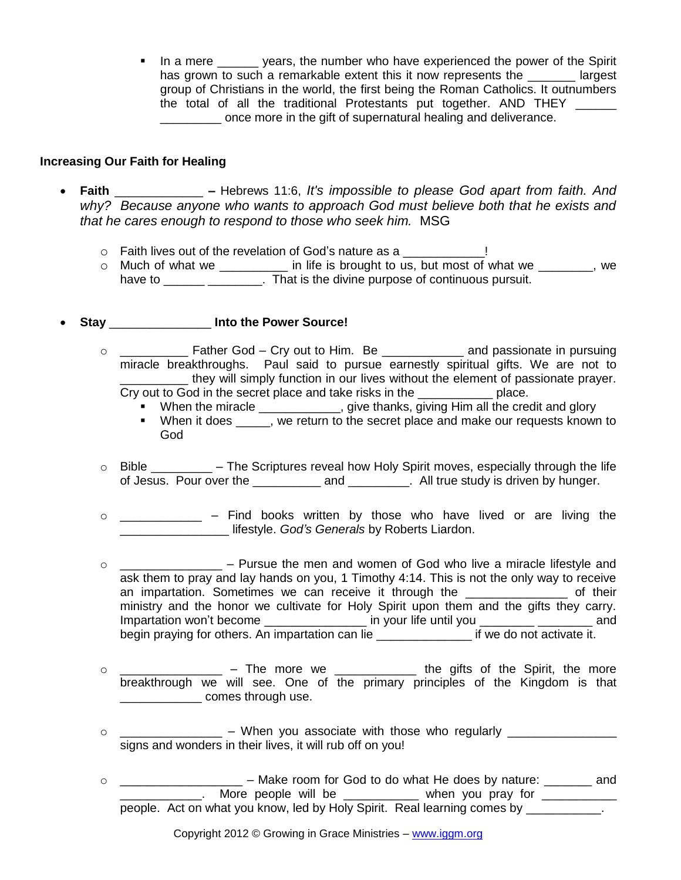- In a mere ______ years, the number who have experienced the power of the Spirit has grown to such a remarkable extent this it now represents the _______ largest group of Christians in the world, the first being the Roman Catholics. It outnumbers the total of all the traditional Protestants put together. AND THEY ______ _________ once more in the gift of supernatural healing and deliverance.

**Increasing Our Faith for Healing**

- **Faith ____________ –** Hebrews 11:6, *It's impossible to please God apart from faith. And why? Because anyone who wants to approach God must believe both that he exists and that he cares enough to respond to those who seek him.* MSG
    - Faith lives out of the revelation of God's nature as a ___________!
    - Much of what we __________ in life is brought to us, but most of what we ________, we have to ______ ________. That is the divine purpose of continuous pursuit.

- **Stay ______________ Into the Power Source!**
    - __________ Father God – Cry out to Him. Be ____________ and passionate in pursuing miracle breakthroughs. Paul said to pursue earnestly spiritual gifts. We are not to __________ they will simply function in our lives without the element of passionate prayer. Cry out to God in the secret place and take risks in the ___________ place.
        - When the miracle ___________, give thanks, giving Him all the credit and glory
        - When it does _____, we return to the secret place and make our requests known to God
    - Bible _________ – The Scriptures reveal how Holy Spirit moves, especially through the life of Jesus. Pour over the __________ and _________. All true study is driven by hunger.
    - ____________ – Find books written by those who have lived or are living the ________________ lifestyle. *God's Generals* by Roberts Liardon.
    - _______________ – Pursue the men and women of God who live a miracle lifestyle and ask them to pray and lay hands on you, 1 Timothy 4:14. This is not the only way to receive an impartation. Sometimes we can receive it through the _______________ of their ministry and the honor we cultivate for Holy Spirit upon them and the gifts they carry. Impartation won't become _______________ in your life until you ________ ________ and begin praying for others. An impartation can lie ______________ if we do not activate it.
    - _______________ – The more we ___________ the gifts of the Spirit, the more breakthrough we will see. One of the primary principles of the Kingdom is that ____________ comes through use.
    - _______________ – When you associate with those who regularly ________________ signs and wonders in their lives, it will rub off on you!
    - __________________ – Make room for God to do what He does by nature: _______ and ____________. More people will be ___________ when you pray for ___________ people. Act on what you know, led by Holy Spirit. Real learning comes by ___________.

Copyright 2012 © Growing in Grace Ministries – www.iggm.org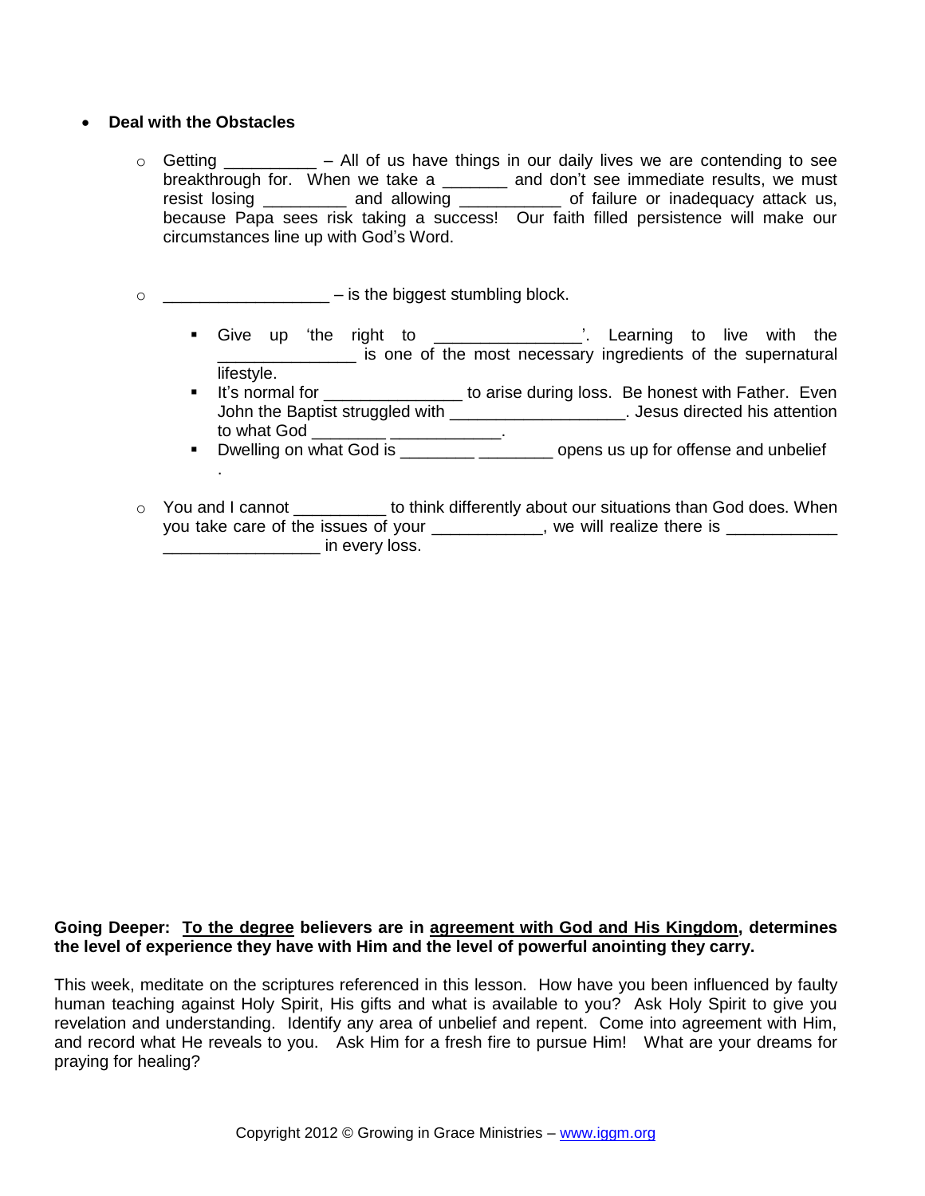- **Deal with the Obstacles**
  - Getting __________ – All of us have things in our daily lives we are contending to see breakthrough for. When we take a _______ and don't see immediate results, we must resist losing _________ and allowing ___________ of failure or inadequacy attack us, because Papa sees risk taking a success! Our faith filled persistence will make our circumstances line up with God's Word.
  - __________________ – is the biggest stumbling block.
    - Give up 'the right to _______________'. Learning to live with the _______________ is one of the most necessary ingredients of the supernatural lifestyle.
    - It's normal for _______________ to arise during loss. Be honest with Father. Even John the Baptist struggled with ___________________. Jesus directed his attention to what God ________ ____________.
    - Dwelling on what God is ________ ________ opens us up for offense and unbelief .
  - You and I cannot __________ to think differently about our situations than God does. When you take care of the issues of your ____________, we will realize there is ____________ _________________ in every loss.

**Going Deeper: <u>To the degree</u> believers are in <u>agreement with God and His Kingdom</u>, determines the level of experience they have with Him and the level of powerful anointing they carry.**

This week, meditate on the scriptures referenced in this lesson. How have you been influenced by faulty human teaching against Holy Spirit, His gifts and what is available to you? Ask Holy Spirit to give you revelation and understanding. Identify any area of unbelief and repent. Come into agreement with Him, and record what He reveals to you. Ask Him for a fresh fire to pursue Him! What are your dreams for praying for healing?

Copyright 2012 © Growing in Grace Ministries – www.iggm.org